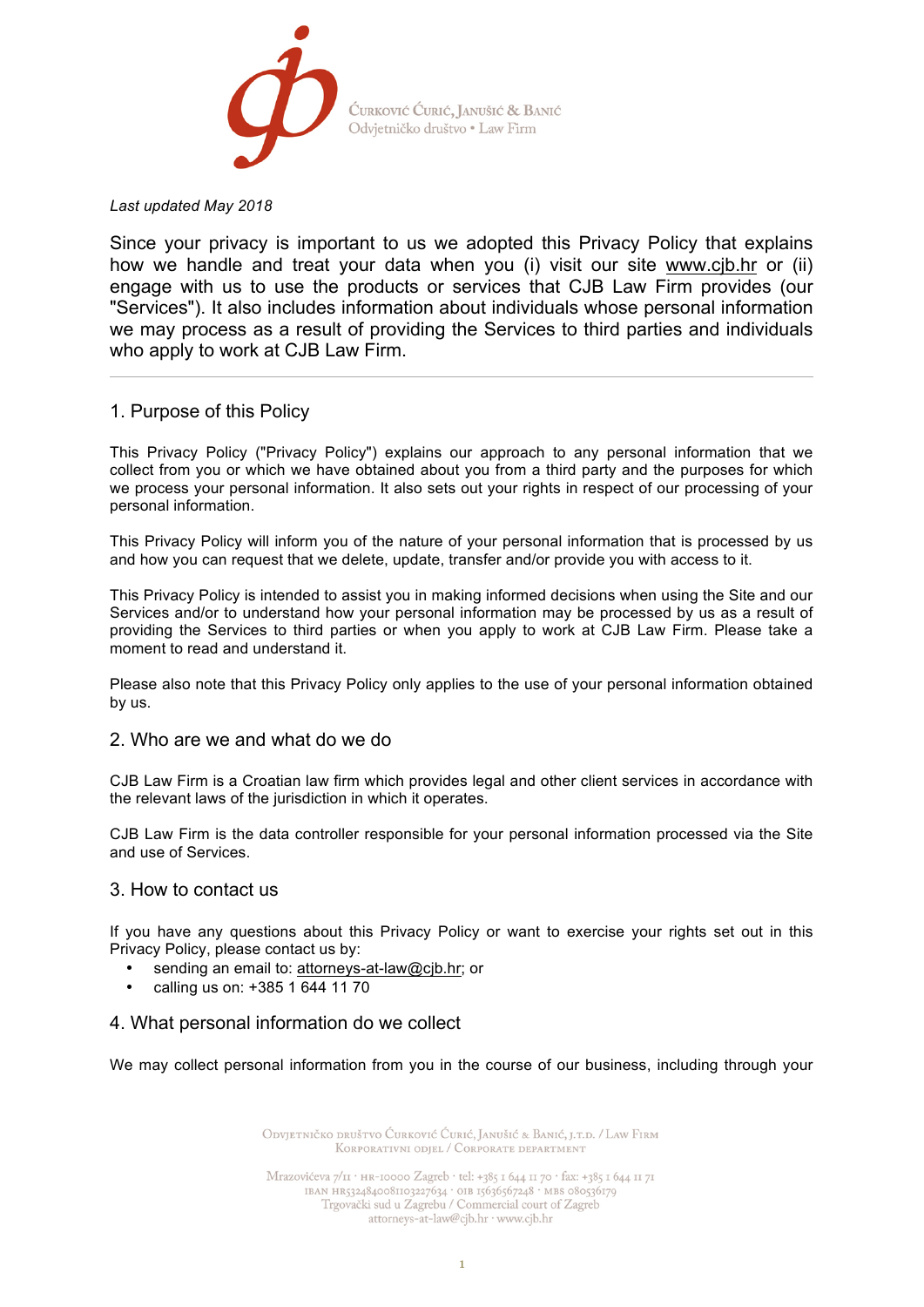Ćurković Ćurić, Janušić & Banić
Odvjetničko društvo • Law Firm

*Last updated May 2018*

Since your privacy is important to us we adopted this Privacy Policy that explains how we handle and treat your data when you (i) visit our site www.cjb.hr or (ii) engage with us to use the products or services that CJB Law Firm provides (our "Services"). It also includes information about individuals whose personal information we may process as a result of providing the Services to third parties and individuals who apply to work at CJB Law Firm.

---

## 1. Purpose of this Policy

This Privacy Policy ("Privacy Policy") explains our approach to any personal information that we collect from you or which we have obtained about you from a third party and the purposes for which we process your personal information. It also sets out your rights in respect of our processing of your personal information.

This Privacy Policy will inform you of the nature of your personal information that is processed by us and how you can request that we delete, update, transfer and/or provide you with access to it.

This Privacy Policy is intended to assist you in making informed decisions when using the Site and our Services and/or to understand how your personal information may be processed by us as a result of providing the Services to third parties or when you apply to work at CJB Law Firm. Please take a moment to read and understand it.

Please also note that this Privacy Policy only applies to the use of your personal information obtained by us.

## 2. Who are we and what do we do

CJB Law Firm is a Croatian law firm which provides legal and other client services in accordance with the relevant laws of the jurisdiction in which it operates.

CJB Law Firm is the data controller responsible for your personal information processed via the Site and use of Services.

## 3. How to contact us

If you have any questions about this Privacy Policy or want to exercise your rights set out in this Privacy Policy, please contact us by:

- sending an email to: attorneys-at-law@cjb.hr; or
- calling us on: +385 1 644 11 70

## 4. What personal information do we collect

We may collect personal information from you in the course of our business, including through your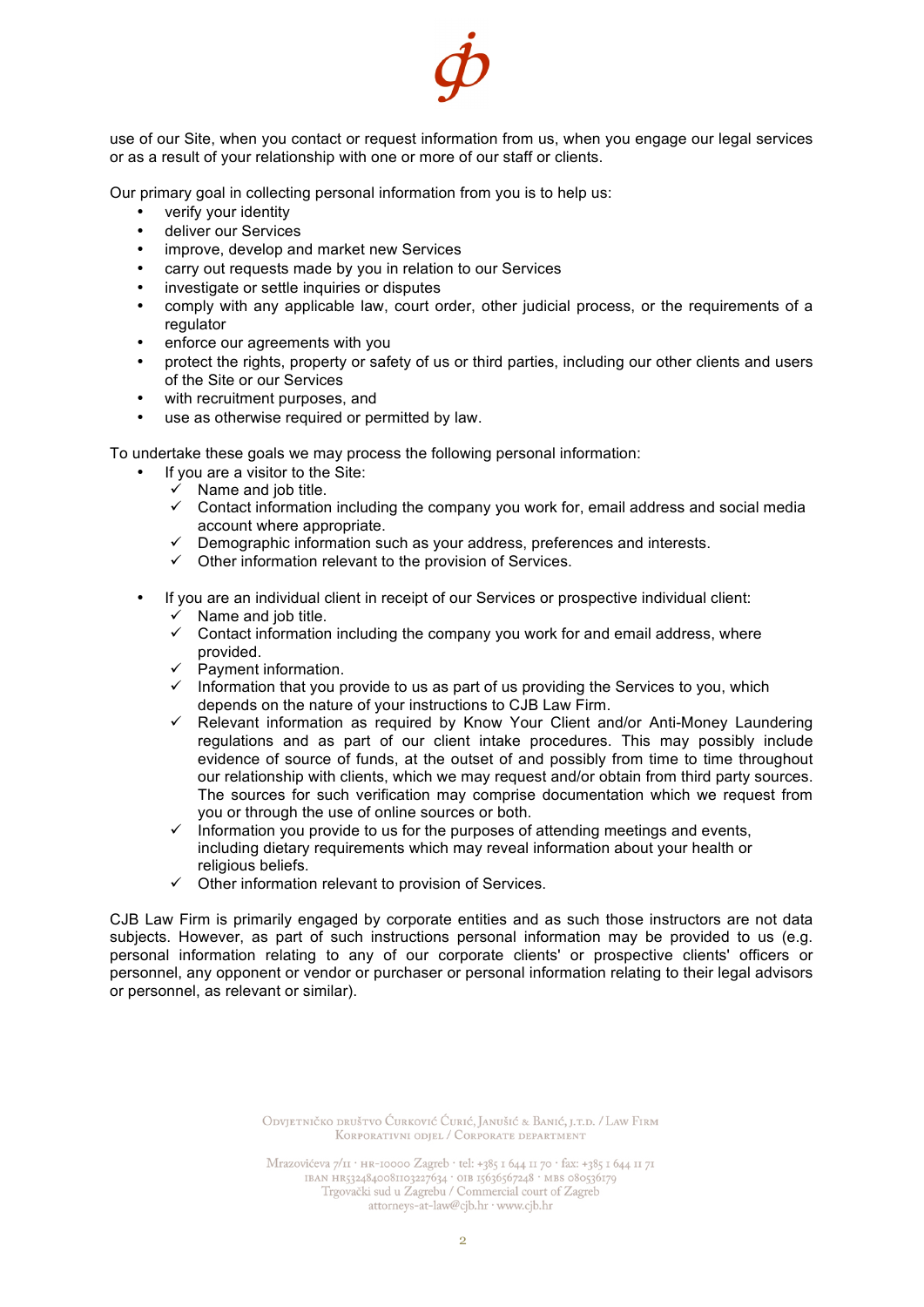use of our Site, when you contact or request information from us, when you engage our legal services or as a result of your relationship with one or more of our staff or clients.

Our primary goal in collecting personal information from you is to help us:

- verify your identity
- deliver our Services
- improve, develop and market new Services
- carry out requests made by you in relation to our Services
- investigate or settle inquiries or disputes
- comply with any applicable law, court order, other judicial process, or the requirements of a regulator
- enforce our agreements with you
- protect the rights, property or safety of us or third parties, including our other clients and users of the Site or our Services
- with recruitment purposes, and
- use as otherwise required or permitted by law.

To undertake these goals we may process the following personal information:

- If you are a visitor to the Site:
  - ✓ Name and job title.
  - ✓ Contact information including the company you work for, email address and social media account where appropriate.
  - ✓ Demographic information such as your address, preferences and interests.
  - ✓ Other information relevant to the provision of Services.

- If you are an individual client in receipt of our Services or prospective individual client:
  - ✓ Name and job title.
  - ✓ Contact information including the company you work for and email address, where provided.
  - ✓ Payment information.
  - ✓ Information that you provide to us as part of us providing the Services to you, which depends on the nature of your instructions to CJB Law Firm.
  - ✓ Relevant information as required by Know Your Client and/or Anti-Money Laundering regulations and as part of our client intake procedures. This may possibly include evidence of source of funds, at the outset of and possibly from time to time throughout our relationship with clients, which we may request and/or obtain from third party sources. The sources for such verification may comprise documentation which we request from you or through the use of online sources or both.
  - ✓ Information you provide to us for the purposes of attending meetings and events, including dietary requirements which may reveal information about your health or religious beliefs.
  - ✓ Other information relevant to provision of Services.

CJB Law Firm is primarily engaged by corporate entities and as such those instructors are not data subjects. However, as part of such instructions personal information may be provided to us (e.g. personal information relating to any of our corporate clients' or prospective clients' officers or personnel, any opponent or vendor or purchaser or personal information relating to their legal advisors or personnel, as relevant or similar).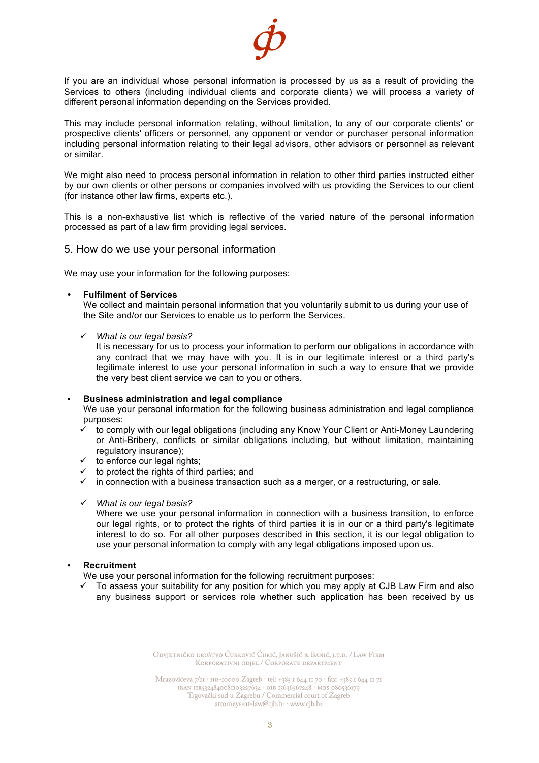If you are an individual whose personal information is processed by us as a result of providing the Services to others (including individual clients and corporate clients) we will process a variety of different personal information depending on the Services provided.

This may include personal information relating, without limitation, to any of our corporate clients' or prospective clients' officers or personnel, any opponent or vendor or purchaser personal information including personal information relating to their legal advisors, other advisors or personnel as relevant or similar.

We might also need to process personal information in relation to other third parties instructed either by our own clients or other persons or companies involved with us providing the Services to our client (for instance other law firms, experts etc.).

This is a non-exhaustive list which is reflective of the varied nature of the personal information processed as part of a law firm providing legal services.

## 5. How do we use your personal information

We may use your information for the following purposes:

- **Fulfilment of Services**
  We collect and maintain personal information that you voluntarily submit to us during your use of the Site and/or our Services to enable us to perform the Services.

  - ✓ *What is our legal basis?*
    It is necessary for us to process your information to perform our obligations in accordance with any contract that we may have with you. It is in our legitimate interest or a third party's legitimate interest to use your personal information in such a way to ensure that we provide the very best client service we can to you or others.

- **Business administration and legal compliance**
  We use your personal information for the following business administration and legal compliance purposes:
  - ✓ to comply with our legal obligations (including any Know Your Client or Anti-Money Laundering or Anti-Bribery, conflicts or similar obligations including, but without limitation, maintaining regulatory insurance);
  - ✓ to enforce our legal rights;
  - ✓ to protect the rights of third parties; and
  - ✓ in connection with a business transaction such as a merger, or a restructuring, or sale.

  - ✓ *What is our legal basis?*
    Where we use your personal information in connection with a business transition, to enforce our legal rights, or to protect the rights of third parties it is in our or a third party's legitimate interest to do so. For all other purposes described in this section, it is our legal obligation to use your personal information to comply with any legal obligations imposed upon us.

- **Recruitment**
  We use your personal information for the following recruitment purposes:
  - ✓ To assess your suitability for any position for which you may apply at CJB Law Firm and also any business support or services role whether such application has been received by us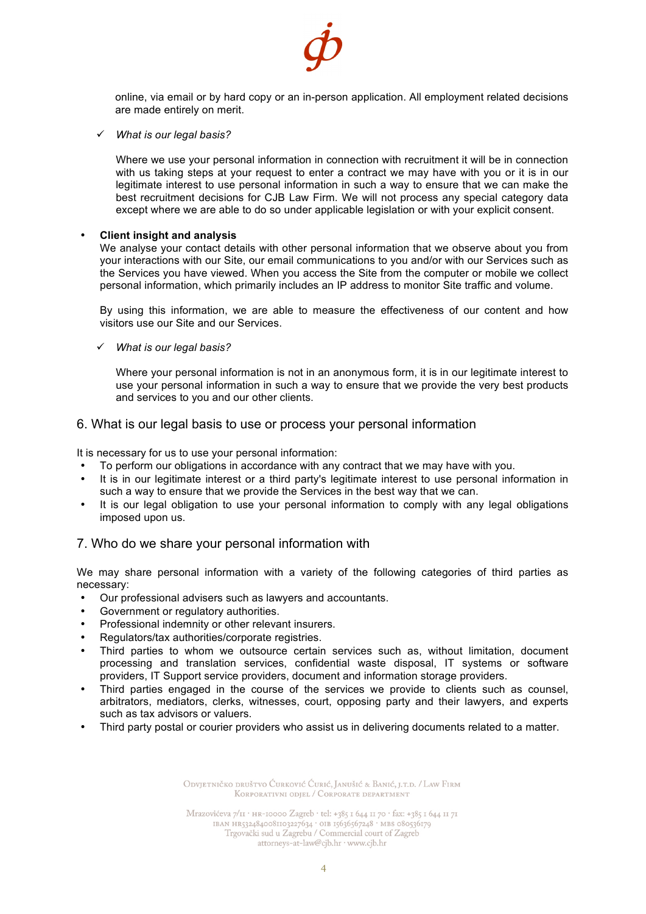online, via email or by hard copy or an in-person application. All employment related decisions are made entirely on merit.

✓ *What is our legal basis?*

Where we use your personal information in connection with recruitment it will be in connection with us taking steps at your request to enter a contract we may have with you or it is in our legitimate interest to use personal information in such a way to ensure that we can make the best recruitment decisions for CJB Law Firm. We will not process any special category data except where we are able to do so under applicable legislation or with your explicit consent.

- **Client insight and analysis**
  We analyse your contact details with other personal information that we observe about you from your interactions with our Site, our email communications to you and/or with our Services such as the Services you have viewed. When you access the Site from the computer or mobile we collect personal information, which primarily includes an IP address to monitor Site traffic and volume.

  By using this information, we are able to measure the effectiveness of our content and how visitors use our Site and our Services.

  ✓ *What is our legal basis?*

  Where your personal information is not in an anonymous form, it is in our legitimate interest to use your personal information in such a way to ensure that we provide the very best products and services to you and our other clients.

## 6. What is our legal basis to use or process your personal information

It is necessary for us to use your personal information:

- To perform our obligations in accordance with any contract that we may have with you.
- It is in our legitimate interest or a third party's legitimate interest to use personal information in such a way to ensure that we provide the Services in the best way that we can.
- It is our legal obligation to use your personal information to comply with any legal obligations imposed upon us.

## 7. Who do we share your personal information with

We may share personal information with a variety of the following categories of third parties as necessary:

- Our professional advisers such as lawyers and accountants.
- Government or regulatory authorities.
- Professional indemnity or other relevant insurers.
- Regulators/tax authorities/corporate registries.
- Third parties to whom we outsource certain services such as, without limitation, document processing and translation services, confidential waste disposal, IT systems or software providers, IT Support service providers, document and information storage providers.
- Third parties engaged in the course of the services we provide to clients such as counsel, arbitrators, mediators, clerks, witnesses, court, opposing party and their lawyers, and experts such as tax advisors or valuers.
- Third party postal or courier providers who assist us in delivering documents related to a matter.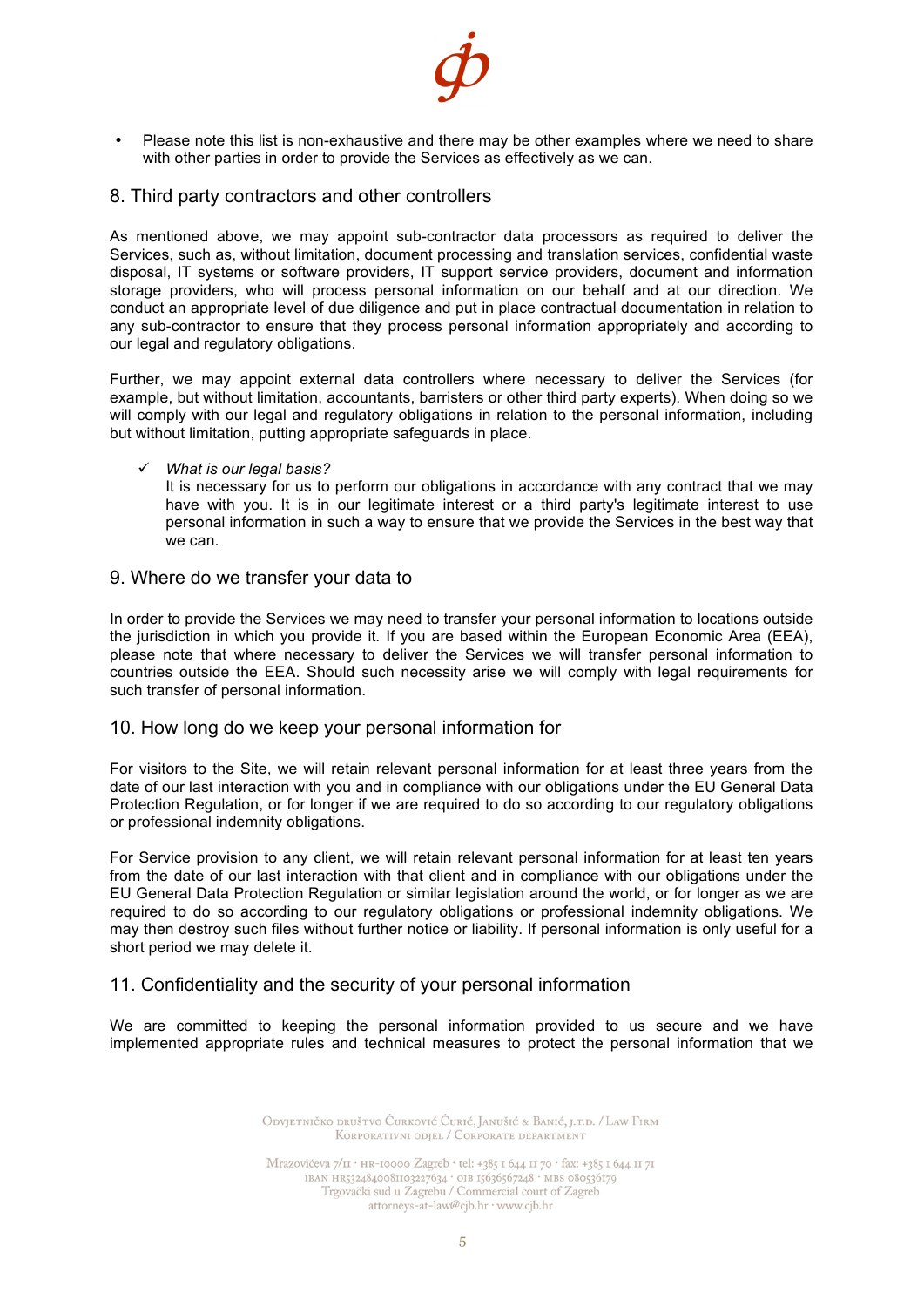- Please note this list is non-exhaustive and there may be other examples where we need to share with other parties in order to provide the Services as effectively as we can.

## 8. Third party contractors and other controllers

As mentioned above, we may appoint sub-contractor data processors as required to deliver the Services, such as, without limitation, document processing and translation services, confidential waste disposal, IT systems or software providers, IT support service providers, document and information storage providers, who will process personal information on our behalf and at our direction. We conduct an appropriate level of due diligence and put in place contractual documentation in relation to any sub-contractor to ensure that they process personal information appropriately and according to our legal and regulatory obligations.

Further, we may appoint external data controllers where necessary to deliver the Services (for example, but without limitation, accountants, barristers or other third party experts). When doing so we will comply with our legal and regulatory obligations in relation to the personal information, including but without limitation, putting appropriate safeguards in place.

- ✓ *What is our legal basis?*
  It is necessary for us to perform our obligations in accordance with any contract that we may have with you. It is in our legitimate interest or a third party's legitimate interest to use personal information in such a way to ensure that we provide the Services in the best way that we can.

## 9. Where do we transfer your data to

In order to provide the Services we may need to transfer your personal information to locations outside the jurisdiction in which you provide it. If you are based within the European Economic Area (EEA), please note that where necessary to deliver the Services we will transfer personal information to countries outside the EEA. Should such necessity arise we will comply with legal requirements for such transfer of personal information.

## 10. How long do we keep your personal information for

For visitors to the Site, we will retain relevant personal information for at least three years from the date of our last interaction with you and in compliance with our obligations under the EU General Data Protection Regulation, or for longer if we are required to do so according to our regulatory obligations or professional indemnity obligations.

For Service provision to any client, we will retain relevant personal information for at least ten years from the date of our last interaction with that client and in compliance with our obligations under the EU General Data Protection Regulation or similar legislation around the world, or for longer as we are required to do so according to our regulatory obligations or professional indemnity obligations. We may then destroy such files without further notice or liability. If personal information is only useful for a short period we may delete it.

## 11. Confidentiality and the security of your personal information

We are committed to keeping the personal information provided to us secure and we have implemented appropriate rules and technical measures to protect the personal information that we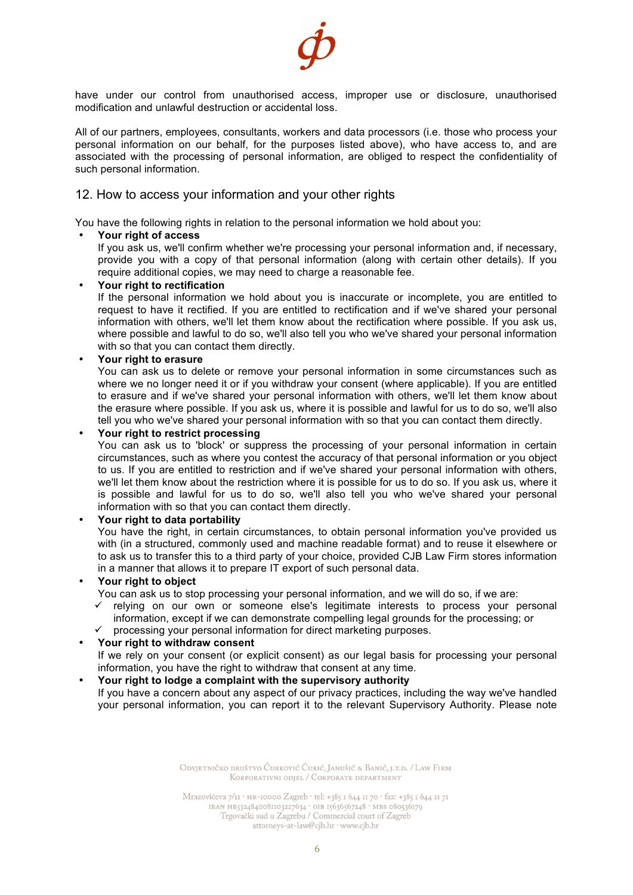have under our control from unauthorised access, improper use or disclosure, unauthorised modification and unlawful destruction or accidental loss.

All of our partners, employees, consultants, workers and data processors (i.e. those who process your personal information on our behalf, for the purposes listed above), who have access to, and are associated with the processing of personal information, are obliged to respect the confidentiality of such personal information.

## 12. How to access your information and your other rights

You have the following rights in relation to the personal information we hold about you:

- **Your right of access**
  If you ask us, we'll confirm whether we're processing your personal information and, if necessary, provide you with a copy of that personal information (along with certain other details). If you require additional copies, we may need to charge a reasonable fee.
- **Your right to rectification**
  If the personal information we hold about you is inaccurate or incomplete, you are entitled to request to have it rectified. If you are entitled to rectification and if we've shared your personal information with others, we'll let them know about the rectification where possible. If you ask us, where possible and lawful to do so, we'll also tell you who we've shared your personal information with so that you can contact them directly.
- **Your right to erasure**
  You can ask us to delete or remove your personal information in some circumstances such as where we no longer need it or if you withdraw your consent (where applicable). If you are entitled to erasure and if we've shared your personal information with others, we'll let them know about the erasure where possible. If you ask us, where it is possible and lawful for us to do so, we'll also tell you who we've shared your personal information with so that you can contact them directly.
- **Your right to restrict processing**
  You can ask us to 'block' or suppress the processing of your personal information in certain circumstances, such as where you contest the accuracy of that personal information or you object to us. If you are entitled to restriction and if we've shared your personal information with others, we'll let them know about the restriction where it is possible for us to do so. If you ask us, where it is possible and lawful for us to do so, we'll also tell you who we've shared your personal information with so that you can contact them directly.
- **Your right to data portability**
  You have the right, in certain circumstances, to obtain personal information you've provided us with (in a structured, commonly used and machine readable format) and to reuse it elsewhere or to ask us to transfer this to a third party of your choice, provided CJB Law Firm stores information in a manner that allows it to prepare IT export of such personal data.
- **Your right to object**
  You can ask us to stop processing your personal information, and we will do so, if we are:
  - ✓ relying on our own or someone else's legitimate interests to process your personal information, except if we can demonstrate compelling legal grounds for the processing; or
  - ✓ processing your personal information for direct marketing purposes.
- **Your right to withdraw consent**
  If we rely on your consent (or explicit consent) as our legal basis for processing your personal information, you have the right to withdraw that consent at any time.
- **Your right to lodge a complaint with the supervisory authority**
  If you have a concern about any aspect of our privacy practices, including the way we've handled your personal information, you can report it to the relevant Supervisory Authority. Please note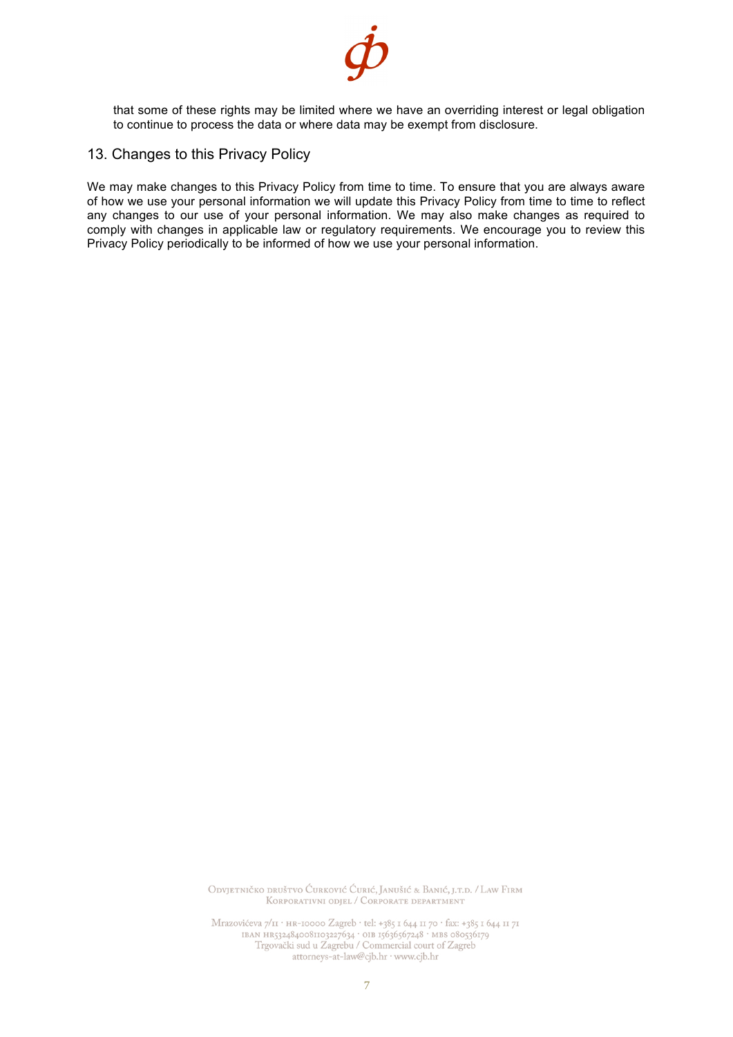that some of these rights may be limited where we have an overriding interest or legal obligation to continue to process the data or where data may be exempt from disclosure.

## 13. Changes to this Privacy Policy

We may make changes to this Privacy Policy from time to time. To ensure that you are always aware of how we use your personal information we will update this Privacy Policy from time to time to reflect any changes to our use of your personal information. We may also make changes as required to comply with changes in applicable law or regulatory requirements. We encourage you to review this Privacy Policy periodically to be informed of how we use your personal information.